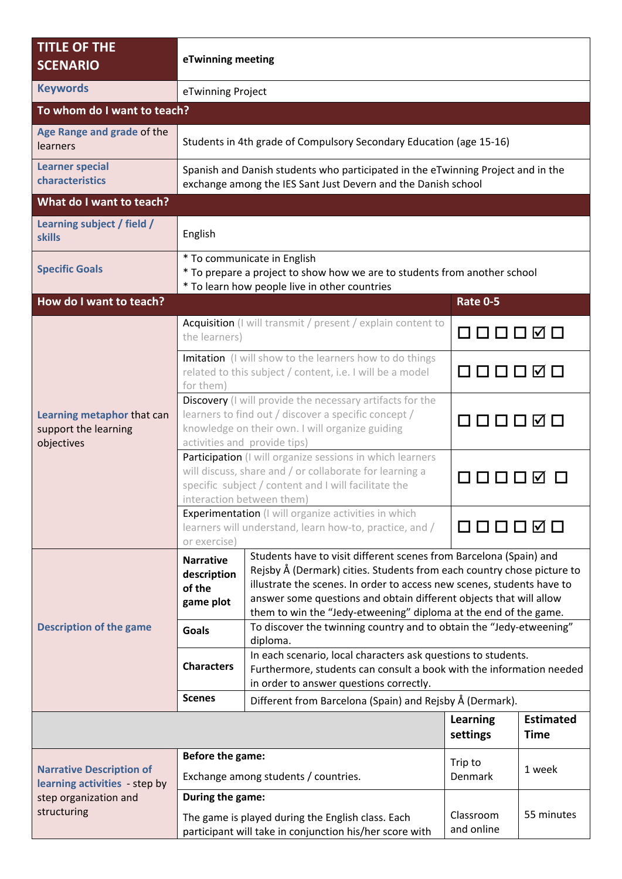| TITLE OF THE SCENARIO | eTwinning meeting | | |
|---|---|---|---|
| Keywords | eTwinning Project | | |
| **To whom do I want to teach?** | | | |
| Age Range and grade of the learners | Students in 4th grade of Compulsory Secondary Education (age 15-16) | | |
| Learner special characteristics | Spanish and Danish students who participated in the eTwinning Project and in the exchange among the IES Sant Just Devern and the Danish school | | |
| **What do I want to teach?** | | | |
| Learning subject / field / skills | English | | |
| Specific Goals | * To communicate in English<br>* To prepare a project to show how we are to students from another school<br>* To learn how people live in other countries | | |
| **How do I want to teach?** | | **Rate 0-5** | |
| Learning metaphor that can support the learning objectives | Acquisition (I will transmit / present / explain content to the learners) | ☐ ☐ ☐ ☐ ☑ ☐ | |
| | Imitation (I will show to the learners how to do things related to this subject / content, i.e. I will be a model for them) | ☐ ☐ ☐ ☐ ☑ ☐ | |
| | Discovery (I will provide the necessary artifacts for the learners to find out / discover a specific concept / knowledge on their own. I will organize guiding activities and provide tips) | ☐ ☐ ☐ ☐ ☑ ☐ | |
| | Participation (I will organize sessions in which learners will discuss, share and / or collaborate for learning a specific subject / content and I will facilitate the interaction between them) | ☐ ☐ ☐ ☐ ☑ ☐ | |
| | Experimentation (I will organize activities in which learners will understand, learn how-to, practice, and / or exercise) | ☐ ☐ ☐ ☐ ☑ ☐ | |
| Description of the game | **Narrative description of the game plot** | Students have to visit different scenes from Barcelona (Spain) and Rejsby Å (Dermark) cities. Students from each country chose picture to illustrate the scenes. In order to access new scenes, students have to answer some questions and obtain different objects that will allow them to win the "Jedy-etweening" diploma at the end of the game. | |
| | **Goals** | To discover the twinning country and to obtain the "Jedy-etweening" diploma. | |
| | **Characters** | In each scenario, local characters ask questions to students. Furthermore, students can consult a book with the information needed in order to answer questions correctly. | |
| | **Scenes** | Different from Barcelona (Spain) and Rejsby Å (Dermark). | |
| | | **Learning settings** | **Estimated Time** |
| Narrative Description of learning activities - step by step organization and structuring | **Before the game:**<br>Exchange among students / countries. | Trip to Denmark | 1 week |
| | **During the game:**<br>The game is played during the English class. Each participant will take in conjunction his/her score with | Classroom and online | 55 minutes |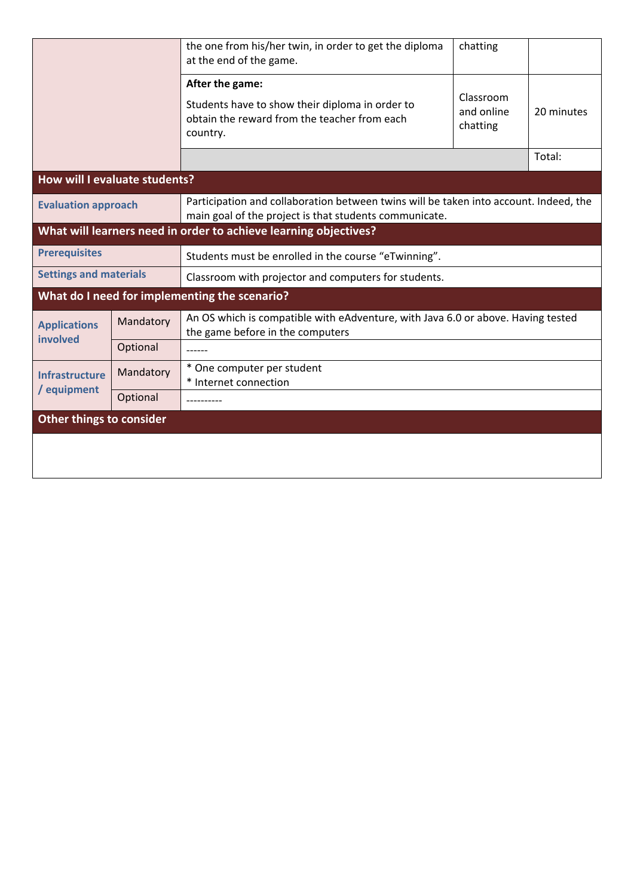| | | | |
|---|---|---|---|
| | the one from his/her twin, in order to get the diploma at the end of the game. | chatting | |
| | **After the game:** Students have to show their diploma in order to obtain the reward from the teacher from each country. | Classroom and online chatting | 20 minutes |
| | | | Total: |

## How will I evaluate students?

| | |
|---|---|
| **Evaluation approach** | Participation and collaboration between twins will be taken into account. Indeed, the main goal of the project is that students communicate. |

## What will learners need in order to achieve learning objectives?

| | |
|---|---|
| **Prerequisites** | Students must be enrolled in the course "eTwinning". |
| **Settings and materials** | Classroom with projector and computers for students. |

## What do I need for implementing the scenario?

| | | |
|---|---|---|
| **Applications involved** | Mandatory | An OS which is compatible with eAdventure, with Java 6.0 or above. Having tested the game before in the computers |
| | Optional | ------ |
| **Infrastructure / equipment** | Mandatory | * One computer per student<br>* Internet connection |
| | Optional | ---------- |

## Other things to consider